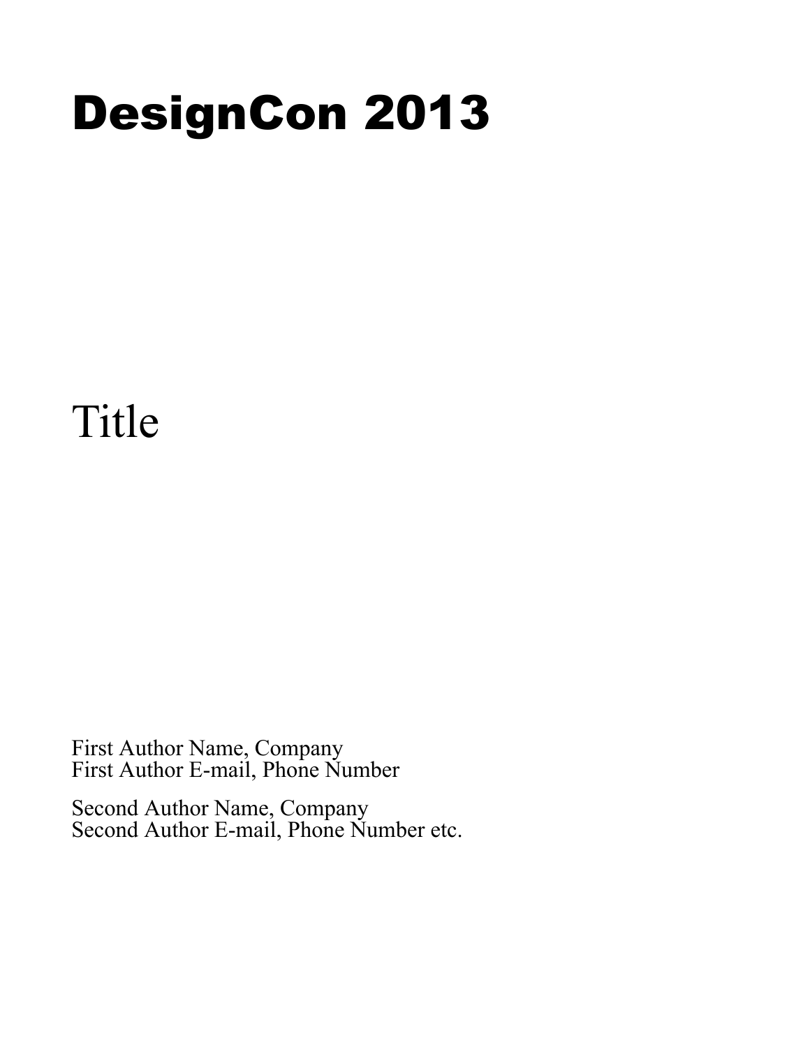# DesignCon 2013

## Title

First Author Name, Company
First Author E-mail, Phone Number

Second Author Name, Company
Second Author E-mail, Phone Number etc.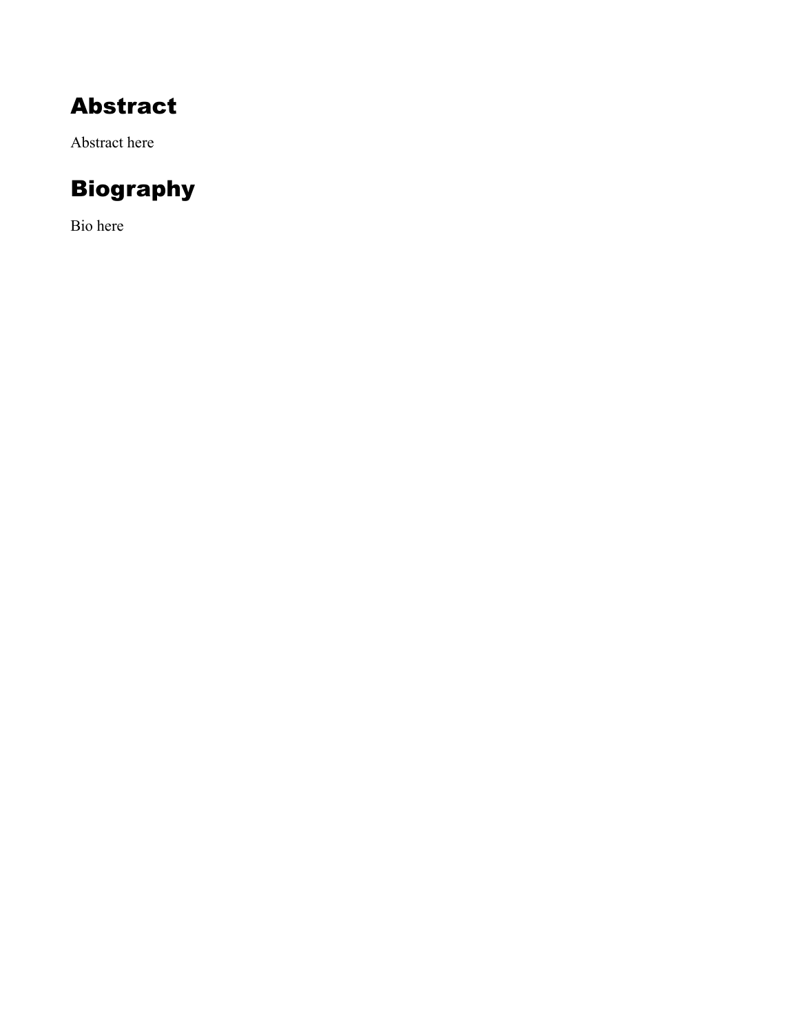# Abstract

Abstract here

# Biography

Bio here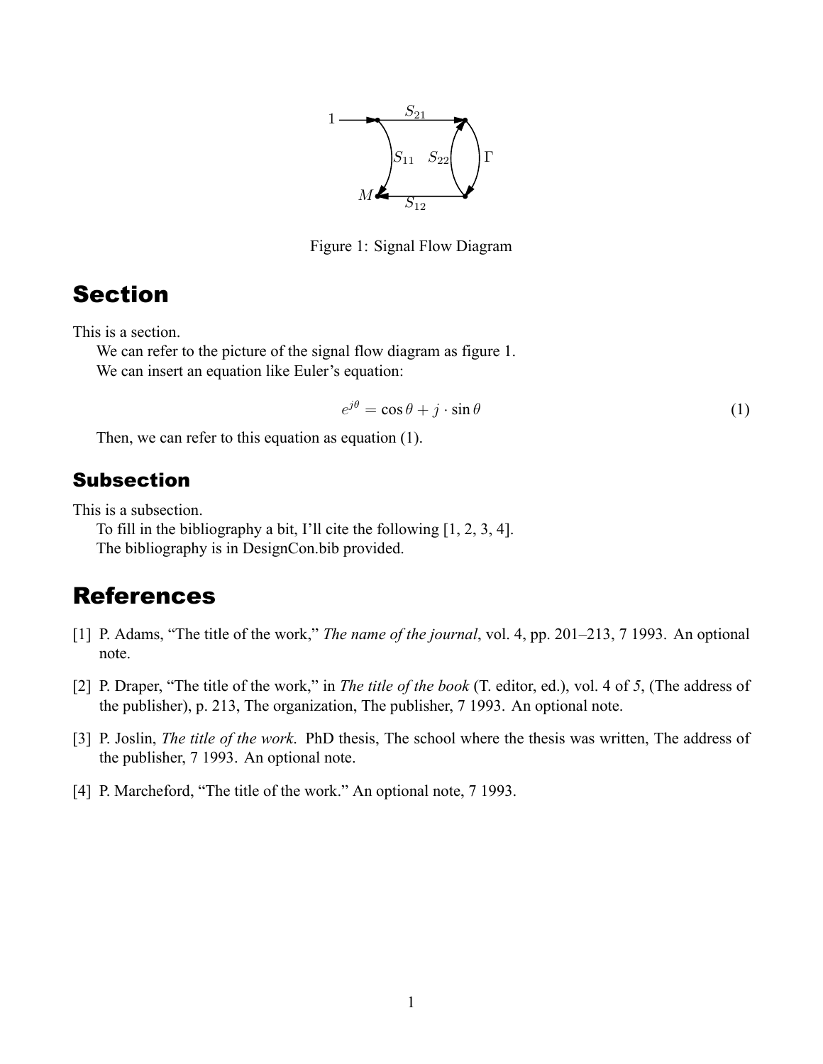1

$S_{21}$

$S_{11}$

$S_{22}$

$\Gamma$

$M$

$S_{12}$

Figure 1: Signal Flow Diagram

## Section

This is a section.

We can refer to the picture of the signal flow diagram as figure 1.

We can insert an equation like Euler's equation:

$$e^{j\theta} = \cos\theta + j \cdot \sin\theta \tag{1}$$

Then, we can refer to this equation as equation (1).

### Subsection

This is a subsection.

To fill in the bibliography a bit, I'll cite the following [1, 2, 3, 4].

The bibliography is in DesignCon.bib provided.

## References

[1] P. Adams, "The title of the work," *The name of the journal*, vol. 4, pp. 201–213, 7 1993. An optional note.

[2] P. Draper, "The title of the work," in *The title of the book* (T. editor, ed.), vol. 4 of *5*, (The address of the publisher), p. 213, The organization, The publisher, 7 1993. An optional note.

[3] P. Joslin, *The title of the work*. PhD thesis, The school where the thesis was written, The address of the publisher, 7 1993. An optional note.

[4] P. Marcheford, "The title of the work." An optional note, 7 1993.